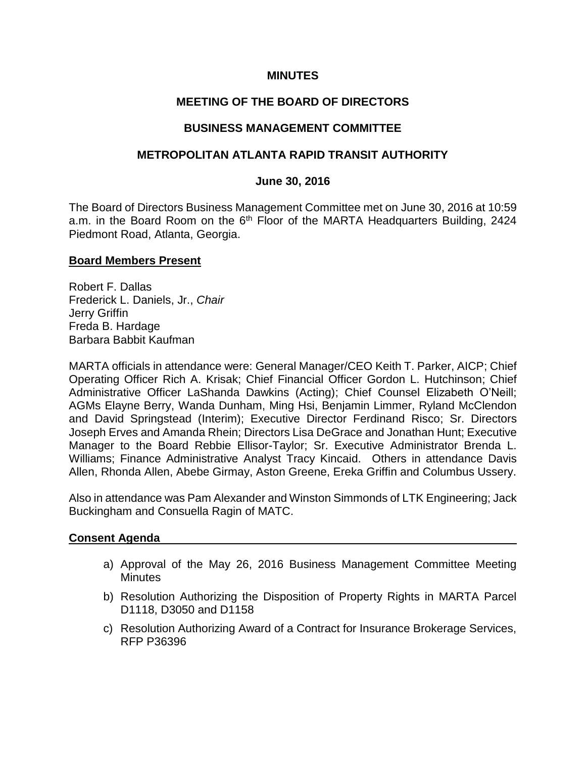**MINUTES**

**MEETING OF THE BOARD OF DIRECTORS**

**BUSINESS MANAGEMENT COMMITTEE**

**METROPOLITAN ATLANTA RAPID TRANSIT AUTHORITY**

**June 30, 2016**

The Board of Directors Business Management Committee met on June 30, 2016 at 10:59 a.m. in the Board Room on the 6th Floor of the MARTA Headquarters Building, 2424 Piedmont Road, Atlanta, Georgia.

**Board Members Present**

Robert F. Dallas
Frederick L. Daniels, Jr., *Chair*
Jerry Griffin
Freda B. Hardage
Barbara Babbit Kaufman

MARTA officials in attendance were: General Manager/CEO Keith T. Parker, AICP; Chief Operating Officer Rich A. Krisak; Chief Financial Officer Gordon L. Hutchinson; Chief Administrative Officer LaShanda Dawkins (Acting); Chief Counsel Elizabeth O'Neill; AGMs Elayne Berry, Wanda Dunham, Ming Hsi, Benjamin Limmer, Ryland McClendon and David Springstead (Interim); Executive Director Ferdinand Risco; Sr. Directors Joseph Erves and Amanda Rhein; Directors Lisa DeGrace and Jonathan Hunt; Executive Manager to the Board Rebbie Ellisor-Taylor; Sr. Executive Administrator Brenda L. Williams; Finance Administrative Analyst Tracy Kincaid. Others in attendance Davis Allen, Rhonda Allen, Abebe Girmay, Aston Greene, Ereka Griffin and Columbus Ussery.

Also in attendance was Pam Alexander and Winston Simmonds of LTK Engineering; Jack Buckingham and Consuella Ragin of MATC.

**Consent Agenda**

a) Approval of the May 26, 2016 Business Management Committee Meeting Minutes
b) Resolution Authorizing the Disposition of Property Rights in MARTA Parcel D1118, D3050 and D1158
c) Resolution Authorizing Award of a Contract for Insurance Brokerage Services, RFP P36396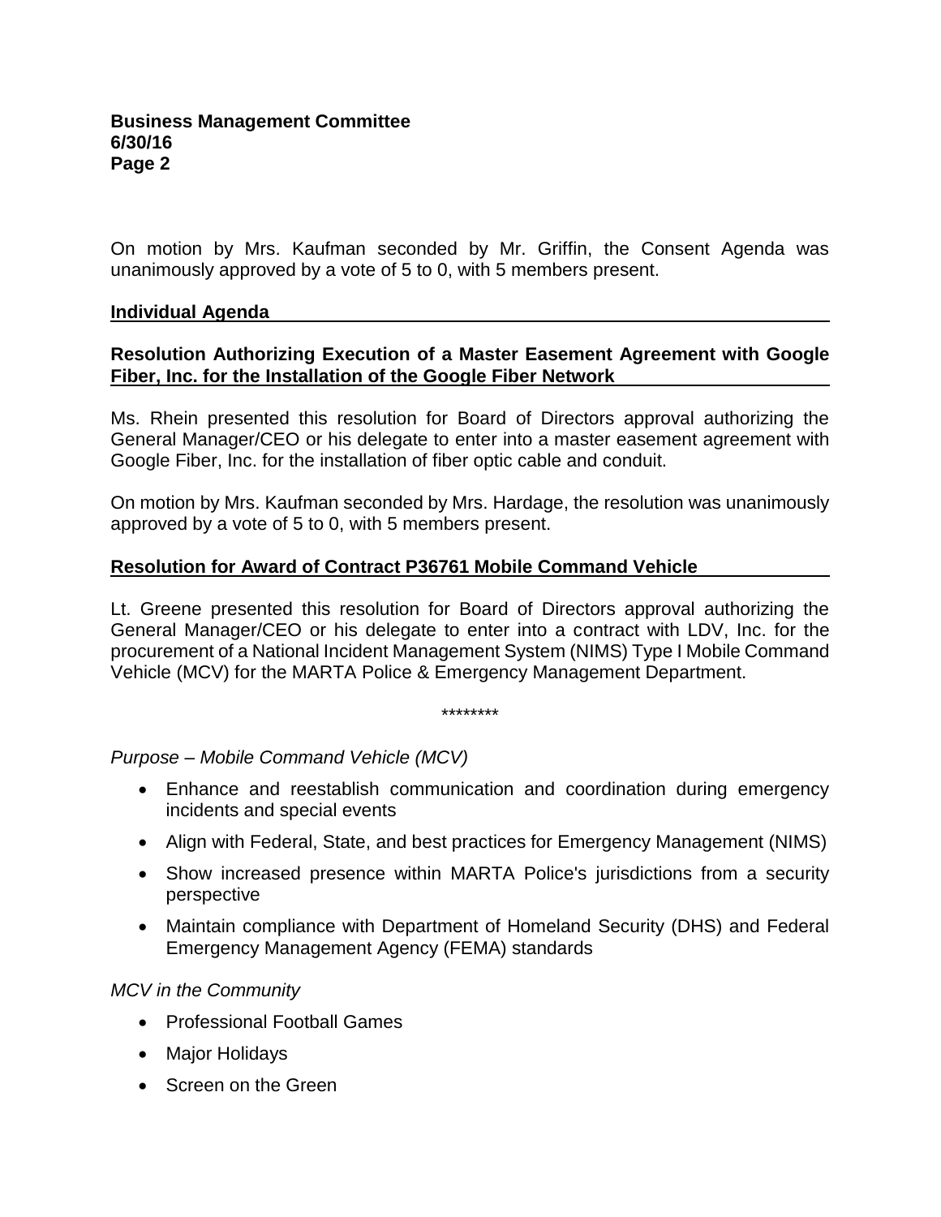On motion by Mrs. Kaufman seconded by Mr. Griffin, the Consent Agenda was unanimously approved by a vote of 5 to 0, with 5 members present.

**Individual Agenda**

**Resolution Authorizing Execution of a Master Easement Agreement with Google Fiber, Inc. for the Installation of the Google Fiber Network**

Ms. Rhein presented this resolution for Board of Directors approval authorizing the General Manager/CEO or his delegate to enter into a master easement agreement with Google Fiber, Inc. for the installation of fiber optic cable and conduit.

On motion by Mrs. Kaufman seconded by Mrs. Hardage, the resolution was unanimously approved by a vote of 5 to 0, with 5 members present.

**Resolution for Award of Contract P36761 Mobile Command Vehicle**

Lt. Greene presented this resolution for Board of Directors approval authorizing the General Manager/CEO or his delegate to enter into a contract with LDV, Inc. for the procurement of a National Incident Management System (NIMS) Type I Mobile Command Vehicle (MCV) for the MARTA Police & Emergency Management Department.

********

*Purpose – Mobile Command Vehicle (MCV)*

- Enhance and reestablish communication and coordination during emergency incidents and special events
- Align with Federal, State, and best practices for Emergency Management (NIMS)
- Show increased presence within MARTA Police's jurisdictions from a security perspective
- Maintain compliance with Department of Homeland Security (DHS) and Federal Emergency Management Agency (FEMA) standards

*MCV in the Community*

- Professional Football Games
- Major Holidays
- Screen on the Green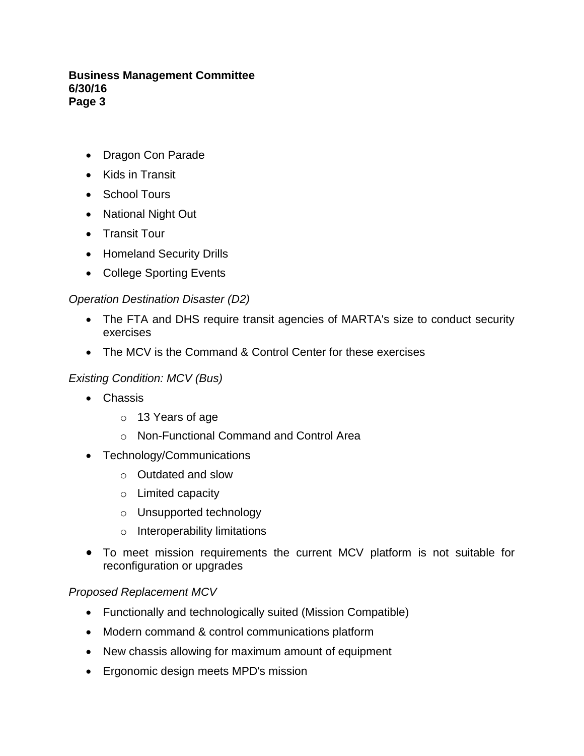- Dragon Con Parade
- Kids in Transit
- School Tours
- National Night Out
- Transit Tour
- Homeland Security Drills
- College Sporting Events

*Operation Destination Disaster (D2)*

- The FTA and DHS require transit agencies of MARTA's size to conduct security exercises
- The MCV is the Command & Control Center for these exercises

*Existing Condition: MCV (Bus)*

- Chassis
    - 13 Years of age
    - Non-Functional Command and Control Area
- Technology/Communications
    - Outdated and slow
    - Limited capacity
    - Unsupported technology
    - Interoperability limitations
- To meet mission requirements the current MCV platform is not suitable for reconfiguration or upgrades

*Proposed Replacement MCV*

- Functionally and technologically suited (Mission Compatible)
- Modern command & control communications platform
- New chassis allowing for maximum amount of equipment
- Ergonomic design meets MPD's mission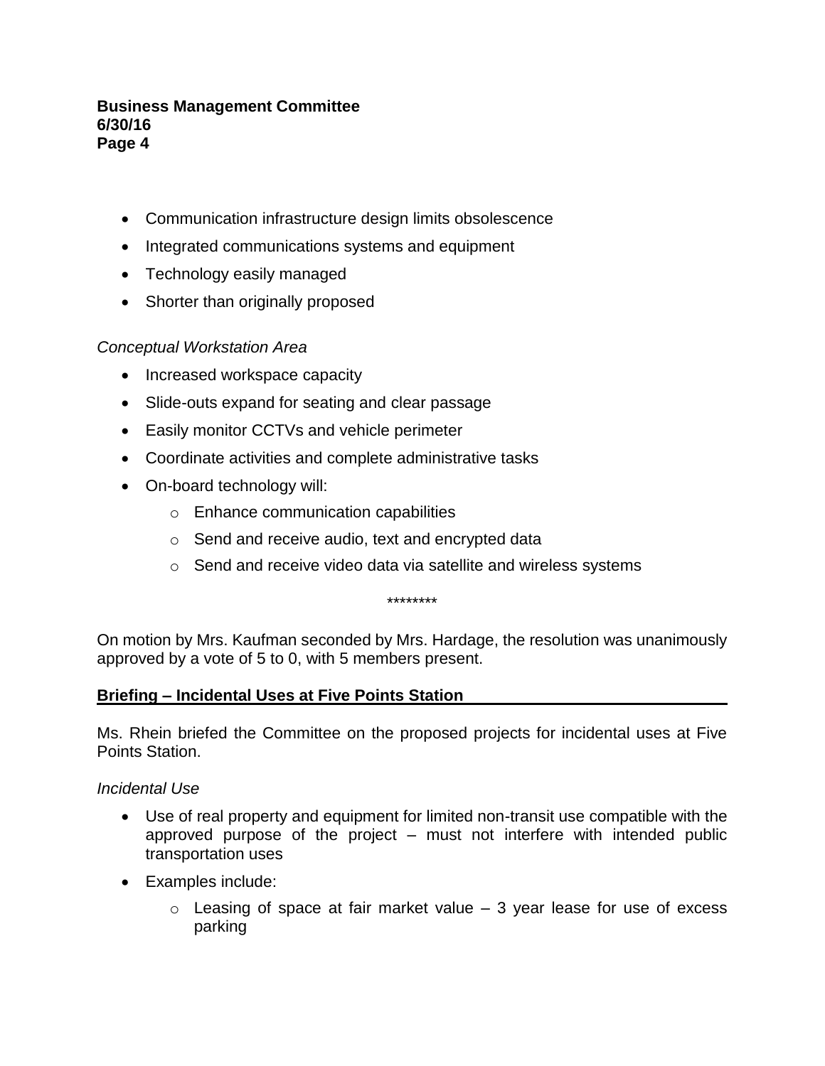- Communication infrastructure design limits obsolescence
- Integrated communications systems and equipment
- Technology easily managed
- Shorter than originally proposed

*Conceptual Workstation Area*

- Increased workspace capacity
- Slide-outs expand for seating and clear passage
- Easily monitor CCTVs and vehicle perimeter
- Coordinate activities and complete administrative tasks
- On-board technology will:
    - Enhance communication capabilities
    - Send and receive audio, text and encrypted data
    - Send and receive video data via satellite and wireless systems

********

On motion by Mrs. Kaufman seconded by Mrs. Hardage, the resolution was unanimously approved by a vote of 5 to 0, with 5 members present.

**Briefing – Incidental Uses at Five Points Station**

Ms. Rhein briefed the Committee on the proposed projects for incidental uses at Five Points Station.

*Incidental Use*

- Use of real property and equipment for limited non-transit use compatible with the approved purpose of the project – must not interfere with intended public transportation uses
- Examples include:
    - Leasing of space at fair market value – 3 year lease for use of excess parking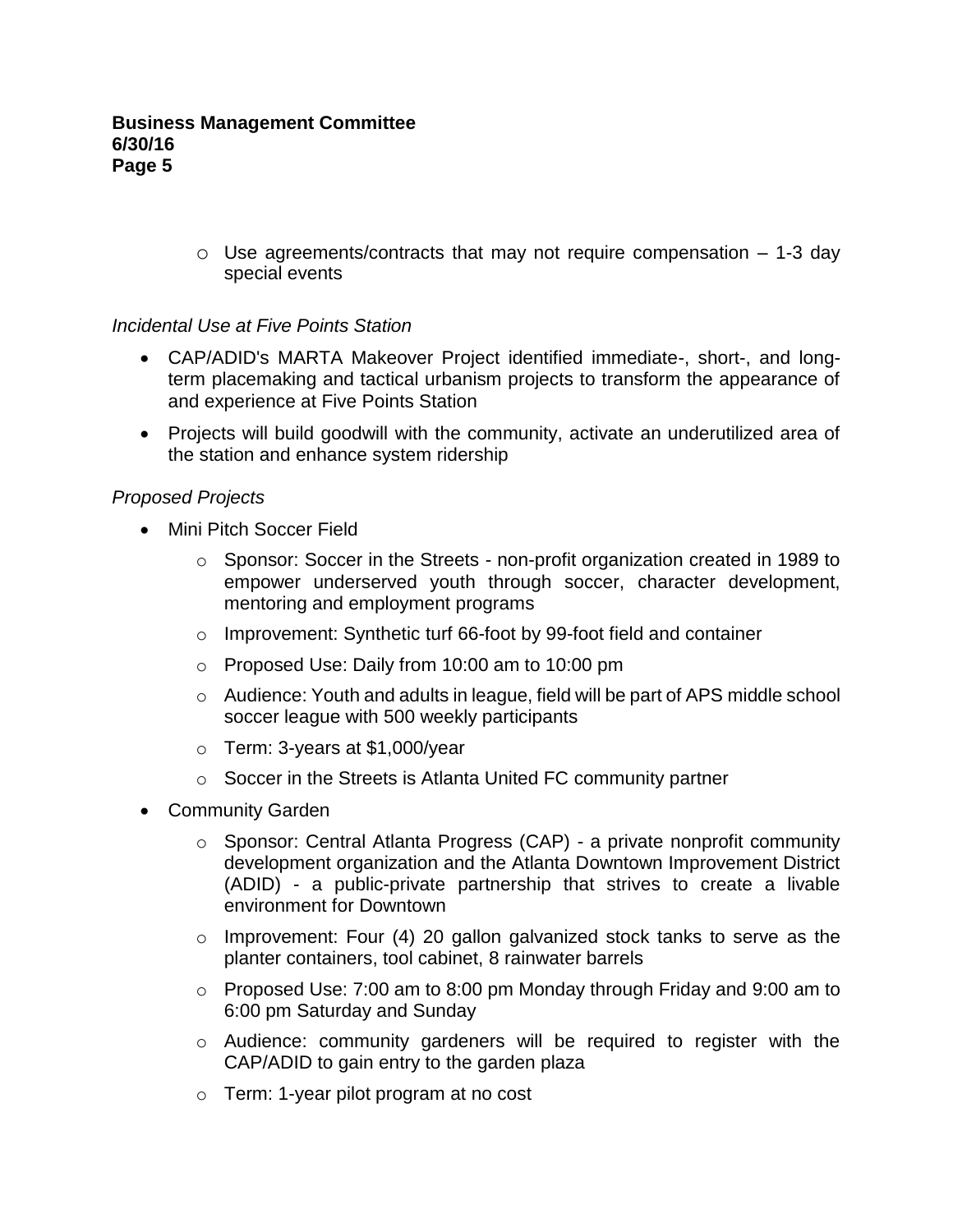- Use agreements/contracts that may not require compensation – 1-3 day special events

*Incidental Use at Five Points Station*

- CAP/ADID's MARTA Makeover Project identified immediate-, short-, and long-term placemaking and tactical urbanism projects to transform the appearance of and experience at Five Points Station
- Projects will build goodwill with the community, activate an underutilized area of the station and enhance system ridership

*Proposed Projects*

- Mini Pitch Soccer Field
  - Sponsor: Soccer in the Streets - non-profit organization created in 1989 to empower underserved youth through soccer, character development, mentoring and employment programs
  - Improvement: Synthetic turf 66-foot by 99-foot field and container
  - Proposed Use: Daily from 10:00 am to 10:00 pm
  - Audience: Youth and adults in league, field will be part of APS middle school soccer league with 500 weekly participants
  - Term: 3-years at $1,000/year
  - Soccer in the Streets is Atlanta United FC community partner
- Community Garden
  - Sponsor: Central Atlanta Progress (CAP) - a private nonprofit community development organization and the Atlanta Downtown Improvement District (ADID) - a public-private partnership that strives to create a livable environment for Downtown
  - Improvement: Four (4) 20 gallon galvanized stock tanks to serve as the planter containers, tool cabinet, 8 rainwater barrels
  - Proposed Use: 7:00 am to 8:00 pm Monday through Friday and 9:00 am to 6:00 pm Saturday and Sunday
  - Audience: community gardeners will be required to register with the CAP/ADID to gain entry to the garden plaza
  - Term: 1-year pilot program at no cost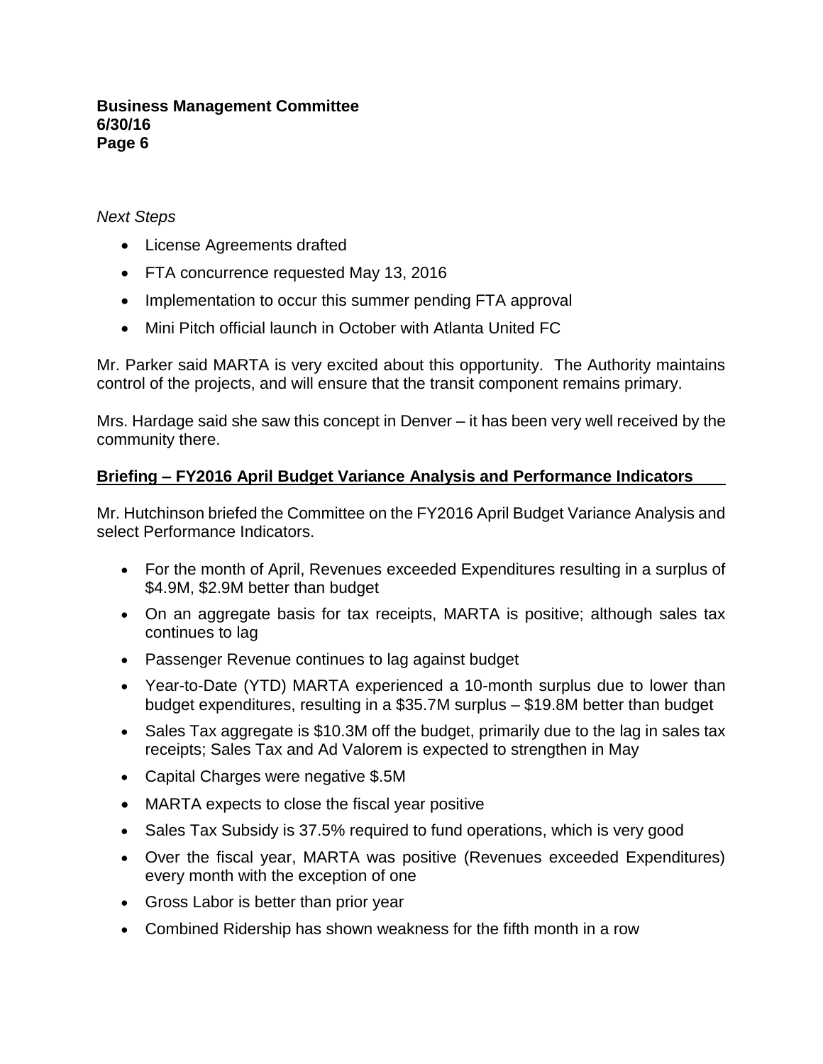*Next Steps*

- License Agreements drafted
- FTA concurrence requested May 13, 2016
- Implementation to occur this summer pending FTA approval
- Mini Pitch official launch in October with Atlanta United FC

Mr. Parker said MARTA is very excited about this opportunity. The Authority maintains control of the projects, and will ensure that the transit component remains primary.

Mrs. Hardage said she saw this concept in Denver – it has been very well received by the community there.

**Briefing – FY2016 April Budget Variance Analysis and Performance Indicators**

Mr. Hutchinson briefed the Committee on the FY2016 April Budget Variance Analysis and select Performance Indicators.

- For the month of April, Revenues exceeded Expenditures resulting in a surplus of $4.9M, $2.9M better than budget
- On an aggregate basis for tax receipts, MARTA is positive; although sales tax continues to lag
- Passenger Revenue continues to lag against budget
- Year-to-Date (YTD) MARTA experienced a 10-month surplus due to lower than budget expenditures, resulting in a $35.7M surplus – $19.8M better than budget
- Sales Tax aggregate is $10.3M off the budget, primarily due to the lag in sales tax receipts; Sales Tax and Ad Valorem is expected to strengthen in May
- Capital Charges were negative $.5M
- MARTA expects to close the fiscal year positive
- Sales Tax Subsidy is 37.5% required to fund operations, which is very good
- Over the fiscal year, MARTA was positive (Revenues exceeded Expenditures) every month with the exception of one
- Gross Labor is better than prior year
- Combined Ridership has shown weakness for the fifth month in a row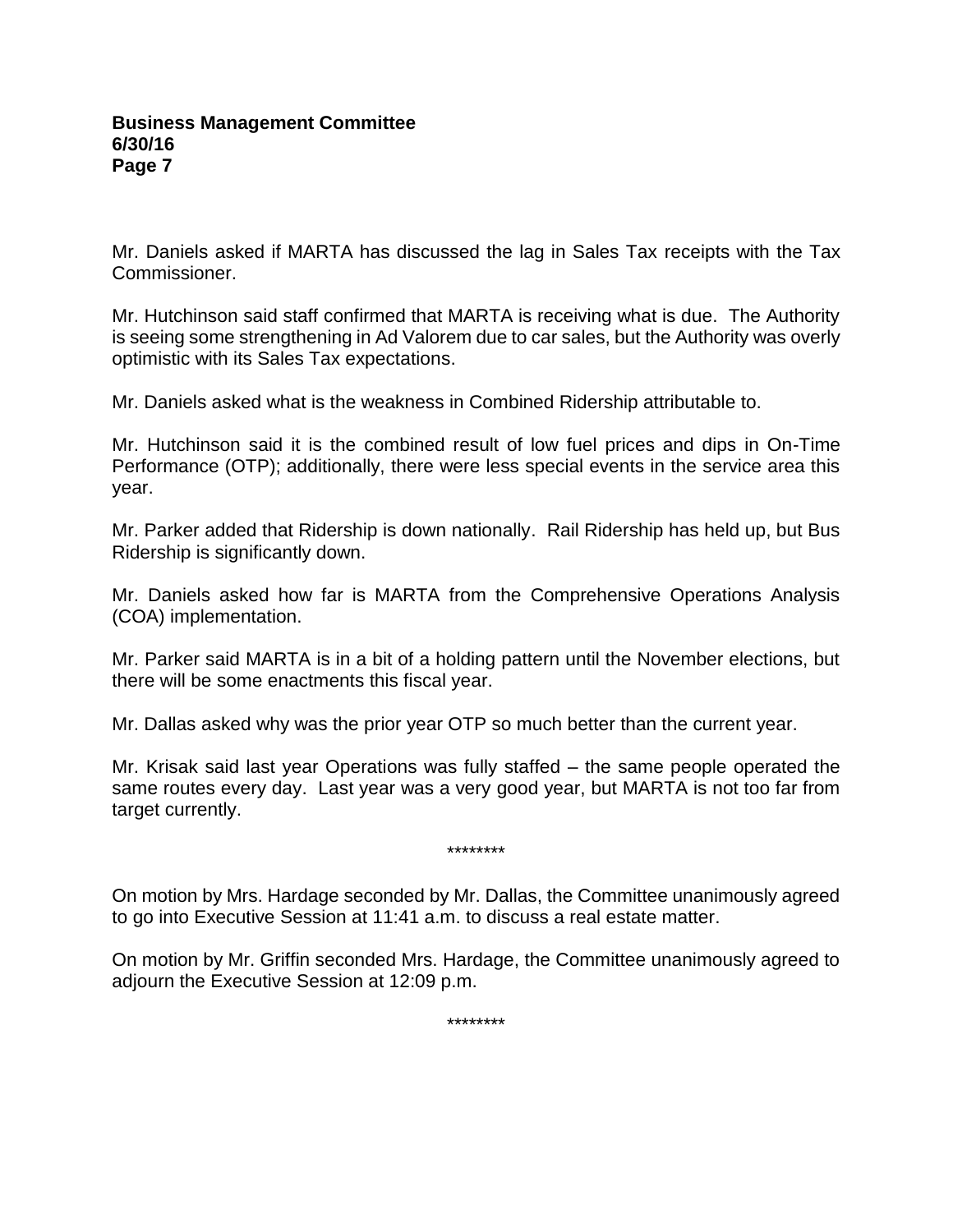Mr. Daniels asked if MARTA has discussed the lag in Sales Tax receipts with the Tax Commissioner.

Mr. Hutchinson said staff confirmed that MARTA is receiving what is due. The Authority is seeing some strengthening in Ad Valorem due to car sales, but the Authority was overly optimistic with its Sales Tax expectations.

Mr. Daniels asked what is the weakness in Combined Ridership attributable to.

Mr. Hutchinson said it is the combined result of low fuel prices and dips in On-Time Performance (OTP); additionally, there were less special events in the service area this year.

Mr. Parker added that Ridership is down nationally. Rail Ridership has held up, but Bus Ridership is significantly down.

Mr. Daniels asked how far is MARTA from the Comprehensive Operations Analysis (COA) implementation.

Mr. Parker said MARTA is in a bit of a holding pattern until the November elections, but there will be some enactments this fiscal year.

Mr. Dallas asked why was the prior year OTP so much better than the current year.

Mr. Krisak said last year Operations was fully staffed – the same people operated the same routes every day. Last year was a very good year, but MARTA is not too far from target currently.

********

On motion by Mrs. Hardage seconded by Mr. Dallas, the Committee unanimously agreed to go into Executive Session at 11:41 a.m. to discuss a real estate matter.

On motion by Mr. Griffin seconded Mrs. Hardage, the Committee unanimously agreed to adjourn the Executive Session at 12:09 p.m.

********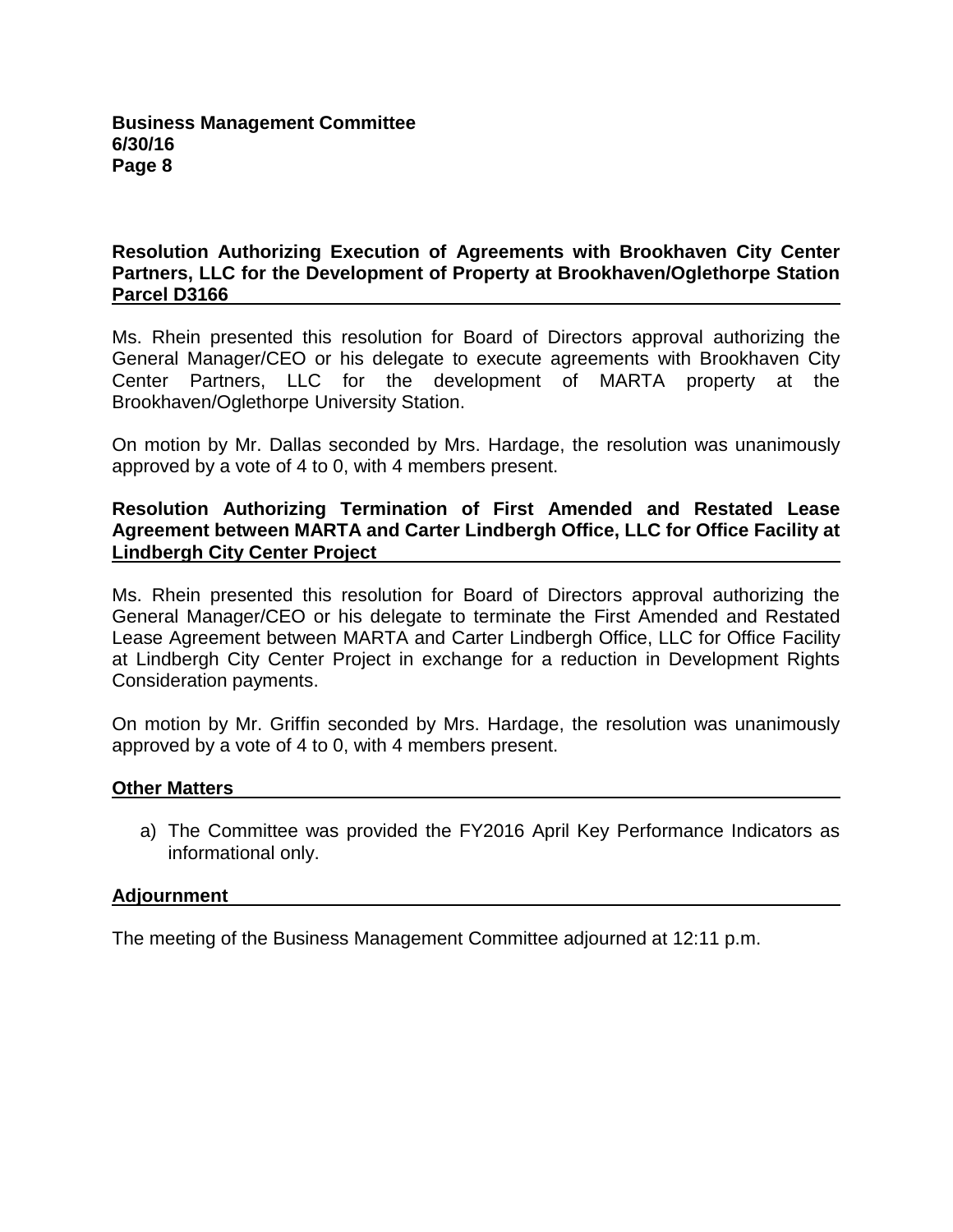**Resolution Authorizing Execution of Agreements with Brookhaven City Center Partners, LLC for the Development of Property at Brookhaven/Oglethorpe Station Parcel D3166**

Ms. Rhein presented this resolution for Board of Directors approval authorizing the General Manager/CEO or his delegate to execute agreements with Brookhaven City Center Partners, LLC for the development of MARTA property at the Brookhaven/Oglethorpe University Station.

On motion by Mr. Dallas seconded by Mrs. Hardage, the resolution was unanimously approved by a vote of 4 to 0, with 4 members present.

**Resolution Authorizing Termination of First Amended and Restated Lease Agreement between MARTA and Carter Lindbergh Office, LLC for Office Facility at Lindbergh City Center Project**

Ms. Rhein presented this resolution for Board of Directors approval authorizing the General Manager/CEO or his delegate to terminate the First Amended and Restated Lease Agreement between MARTA and Carter Lindbergh Office, LLC for Office Facility at Lindbergh City Center Project in exchange for a reduction in Development Rights Consideration payments.

On motion by Mr. Griffin seconded by Mrs. Hardage, the resolution was unanimously approved by a vote of 4 to 0, with 4 members present.

**Other Matters**

a) The Committee was provided the FY2016 April Key Performance Indicators as informational only.

**Adjournment**

The meeting of the Business Management Committee adjourned at 12:11 p.m.